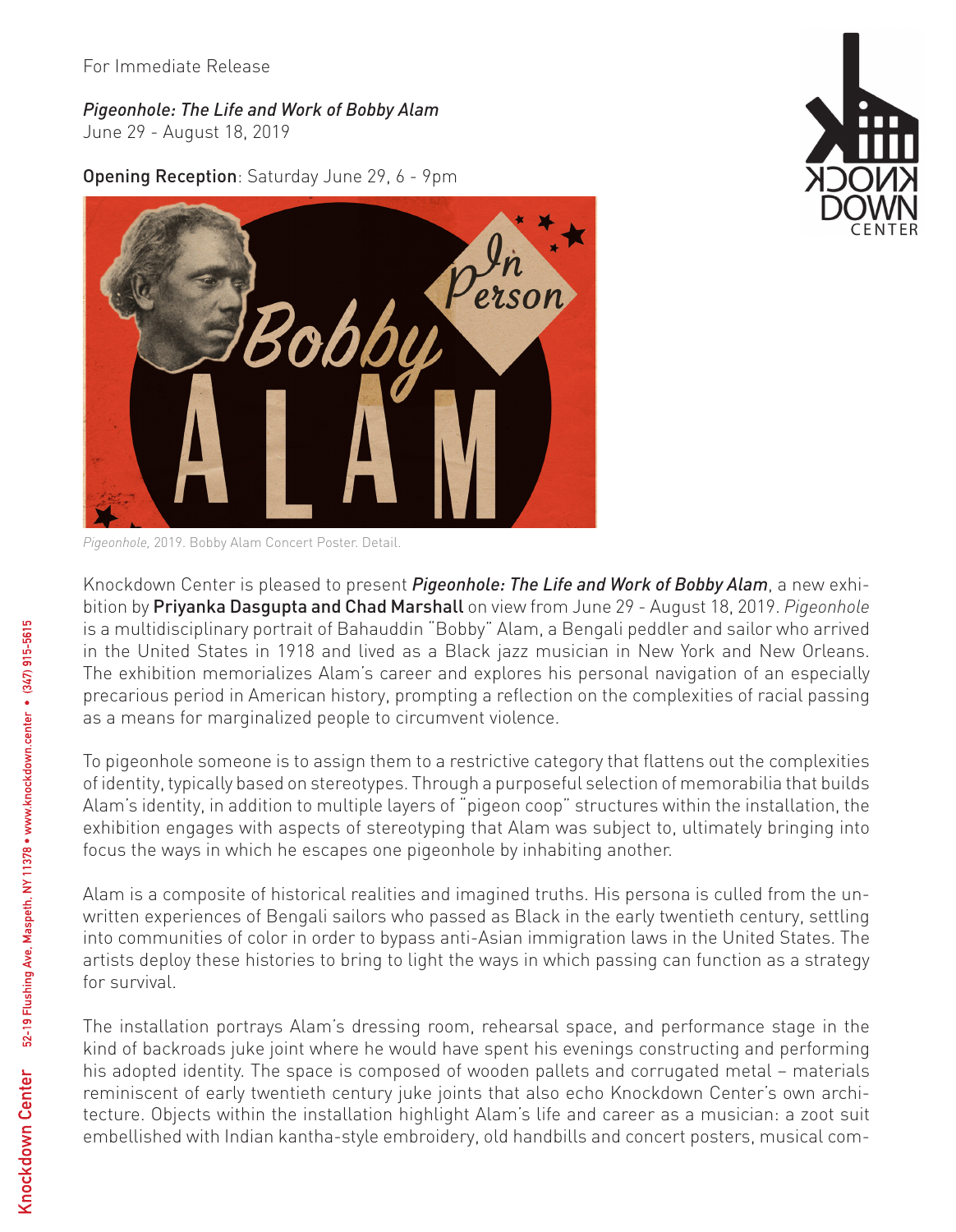For Immediate Release

*Pigeonhole: The Life and Work of Bobby Alam*
June 29 - August 18, 2019

**Opening Reception**: Saturday June 29, 6 - 9pm

*Pigeonhole,* 2019. Bobby Alam Concert Poster. Detail.

Knockdown Center is pleased to present ***Pigeonhole: The Life and Work of Bobby Alam***, a new exhibition by **Priyanka Dasgupta and Chad Marshall** on view from June 29 - August 18, 2019. *Pigeonhole* is a multidisciplinary portrait of Bahauddin "Bobby" Alam, a Bengali peddler and sailor who arrived in the United States in 1918 and lived as a Black jazz musician in New York and New Orleans. The exhibition memorializes Alam's career and explores his personal navigation of an especially precarious period in American history, prompting a reflection on the complexities of racial passing as a means for marginalized people to circumvent violence.

To pigeonhole someone is to assign them to a restrictive category that flattens out the complexities of identity, typically based on stereotypes. Through a purposeful selection of memorabilia that builds Alam's identity, in addition to multiple layers of "pigeon coop" structures within the installation, the exhibition engages with aspects of stereotyping that Alam was subject to, ultimately bringing into focus the ways in which he escapes one pigeonhole by inhabiting another.

Alam is a composite of historical realities and imagined truths. His persona is culled from the unwritten experiences of Bengali sailors who passed as Black in the early twentieth century, settling into communities of color in order to bypass anti-Asian immigration laws in the United States. The artists deploy these histories to bring to light the ways in which passing can function as a strategy for survival.

The installation portrays Alam's dressing room, rehearsal space, and performance stage in the kind of backroads juke joint where he would have spent his evenings constructing and performing his adopted identity. The space is composed of wooden pallets and corrugated metal – materials reminiscent of early twentieth century juke joints that also echo Knockdown Center's own architecture. Objects within the installation highlight Alam's life and career as a musician: a zoot suit embellished with Indian kantha-style embroidery, old handbills and concert posters, musical com-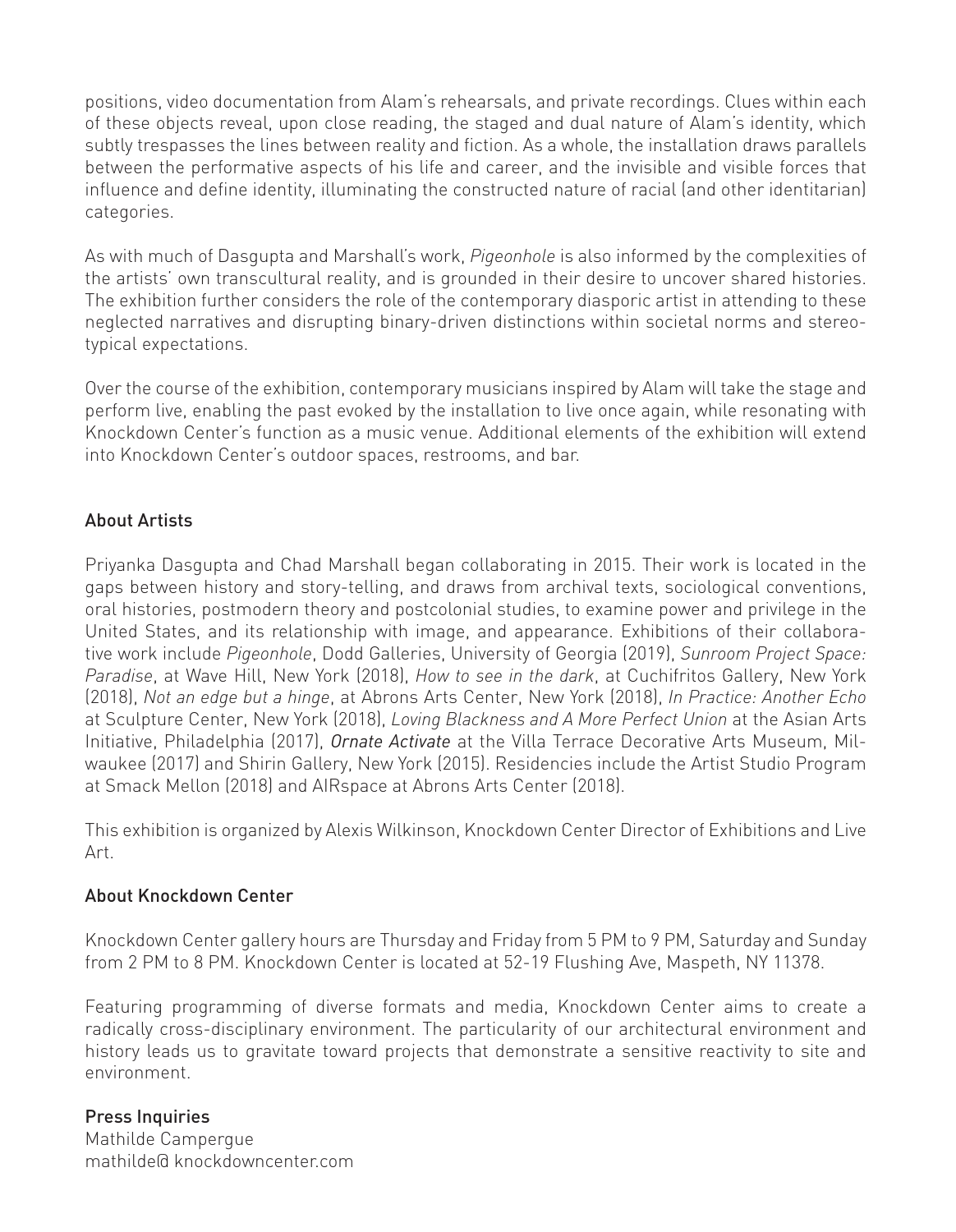positions, video documentation from Alam's rehearsals, and private recordings. Clues within each of these objects reveal, upon close reading, the staged and dual nature of Alam's identity, which subtly trespasses the lines between reality and fiction. As a whole, the installation draws parallels between the performative aspects of his life and career, and the invisible and visible forces that influence and define identity, illuminating the constructed nature of racial (and other identitarian) categories.

As with much of Dasgupta and Marshall's work, *Pigeonhole* is also informed by the complexities of the artists' own transcultural reality, and is grounded in their desire to uncover shared histories. The exhibition further considers the role of the contemporary diasporic artist in attending to these neglected narratives and disrupting binary-driven distinctions within societal norms and stereotypical expectations.

Over the course of the exhibition, contemporary musicians inspired by Alam will take the stage and perform live, enabling the past evoked by the installation to live once again, while resonating with Knockdown Center's function as a music venue. Additional elements of the exhibition will extend into Knockdown Center's outdoor spaces, restrooms, and bar.

## About Artists

Priyanka Dasgupta and Chad Marshall began collaborating in 2015. Their work is located in the gaps between history and story-telling, and draws from archival texts, sociological conventions, oral histories, postmodern theory and postcolonial studies, to examine power and privilege in the United States, and its relationship with image, and appearance. Exhibitions of their collaborative work include *Pigeonhole*, Dodd Galleries, University of Georgia (2019), *Sunroom Project Space: Paradise*, at Wave Hill, New York (2018), *How to see in the dark*, at Cuchifritos Gallery, New York (2018), *Not an edge but a hinge*, at Abrons Arts Center, New York (2018), *In Practice: Another Echo* at Sculpture Center, New York (2018), *Loving Blackness and A More Perfect Union* at the Asian Arts Initiative, Philadelphia (2017), *Ornate Activate* at the Villa Terrace Decorative Arts Museum, Milwaukee (2017) and Shirin Gallery, New York (2015). Residencies include the Artist Studio Program at Smack Mellon (2018) and AIRspace at Abrons Arts Center (2018).

This exhibition is organized by Alexis Wilkinson, Knockdown Center Director of Exhibitions and Live Art.

## About Knockdown Center

Knockdown Center gallery hours are Thursday and Friday from 5 PM to 9 PM, Saturday and Sunday from 2 PM to 8 PM. Knockdown Center is located at 52-19 Flushing Ave, Maspeth, NY 11378.

Featuring programming of diverse formats and media, Knockdown Center aims to create a radically cross-disciplinary environment. The particularity of our architectural environment and history leads us to gravitate toward projects that demonstrate a sensitive reactivity to site and environment.

## Press Inquiries

Mathilde Campergue
mathilde@ knockdowncenter.com